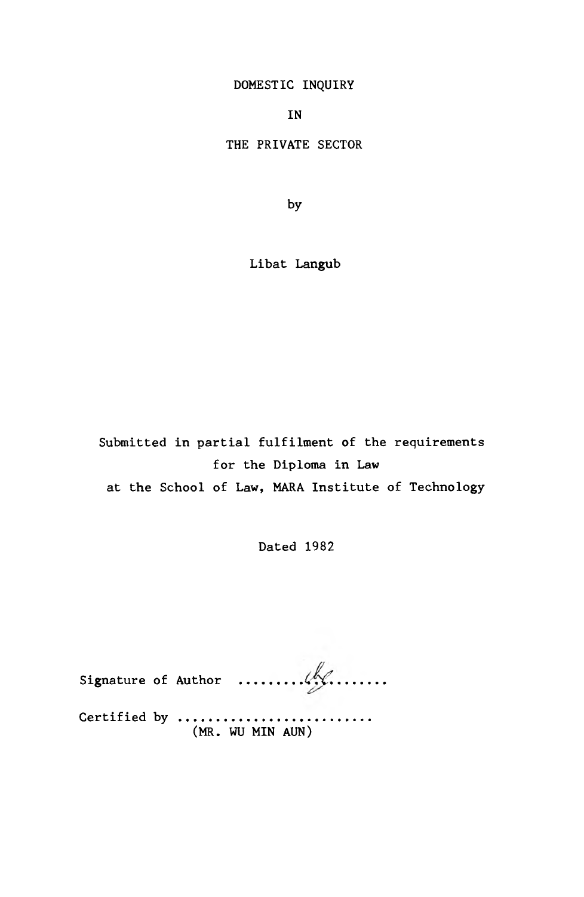# DOMESTIC INQUIRY

# IN

# THE PRIVATE SECTOR

by

Libat Langub

Submitted in partial fulfilment of the requirements for the Diploma in Law at the School of Law, MARA Institute of Technology

Dated 1982

Signature of Author .........................

Certified by ..........................
(MR. WU MIN AUN)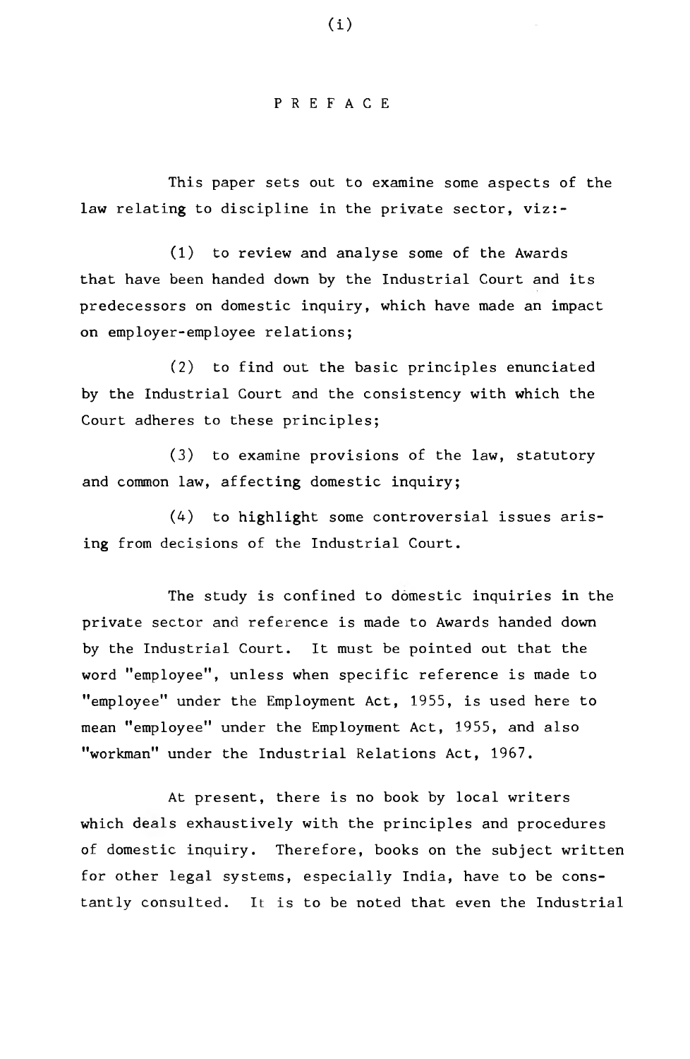# PREFACE

This paper sets out to examine some aspects of the law relating to discipline in the private sector, viz:-

(1) to review and analyse some of the Awards that have been handed down by the Industrial Court and its predecessors on domestic inquiry, which have made an impact on employer-employee relations;

(2) to find out the basic principles enunciated by the Industrial Court and the consistency with which the Court adheres to these principles;

(3) to examine provisions of the law, statutory and common law, affecting domestic inquiry;

(4) to highlight some controversial issues arising from decisions of the Industrial Court.

The study is confined to domestic inquiries in the private sector and reference is made to Awards handed down by the Industrial Court. It must be pointed out that the word "employee", unless when specific reference is made to "employee" under the Employment Act, 1955, is used here to mean "employee" under the Employment Act, 1955, and also "workman" under the Industrial Relations Act, 1967.

At present, there is no book by local writers which deals exhaustively with the principles and procedures of domestic inquiry. Therefore, books on the subject written for other legal systems, especially India, have to be constantly consulted. It is to be noted that even the Industrial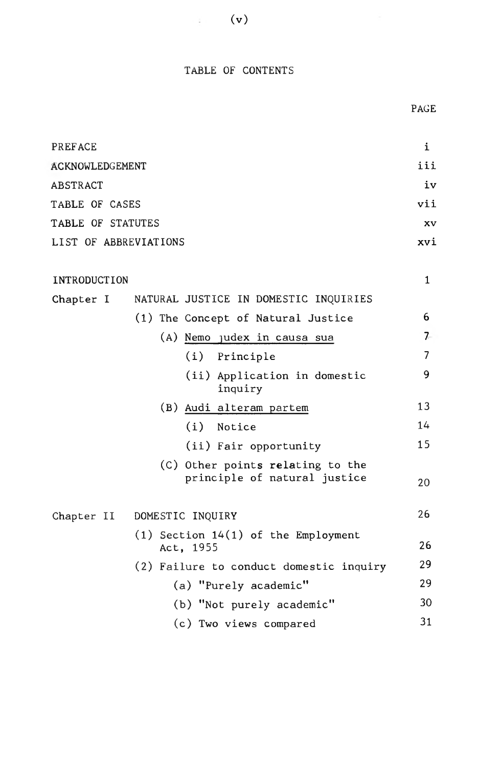# TABLE OF CONTENTS

| | | PAGE |
|---|---|---|
| PREFACE | | i |
| ACKNOWLEDGEMENT | | iii |
| ABSTRACT | | iv |
| TABLE OF CASES | | vii |
| TABLE OF STATUTES | | xv |
| LIST OF ABBREVIATIONS | | xvi |
| INTRODUCTION | | 1 |
| Chapter I | NATURAL JUSTICE IN DOMESTIC INQUIRIES | |
| | (1) The Concept of Natural Justice | 6 |
| | (A) Nemo judex in causa sua | 7 |
| | (i) Principle | 7 |
| | (ii) Application in domestic inquiry | 9 |
| | (B) Audi alteram partem | 13 |
| | (i) Notice | 14 |
| | (ii) Fair opportunity | 15 |
| | (C) Other points relating to the principle of natural justice | 20 |
| Chapter II | DOMESTIC INQUIRY | 26 |
| | (1) Section 14(1) of the Employment Act, 1955 | 26 |
| | (2) Failure to conduct domestic inquiry | 29 |
| | (a) "Purely academic" | 29 |
| | (b) "Not purely academic" | 30 |
| | (c) Two views compared | 31 |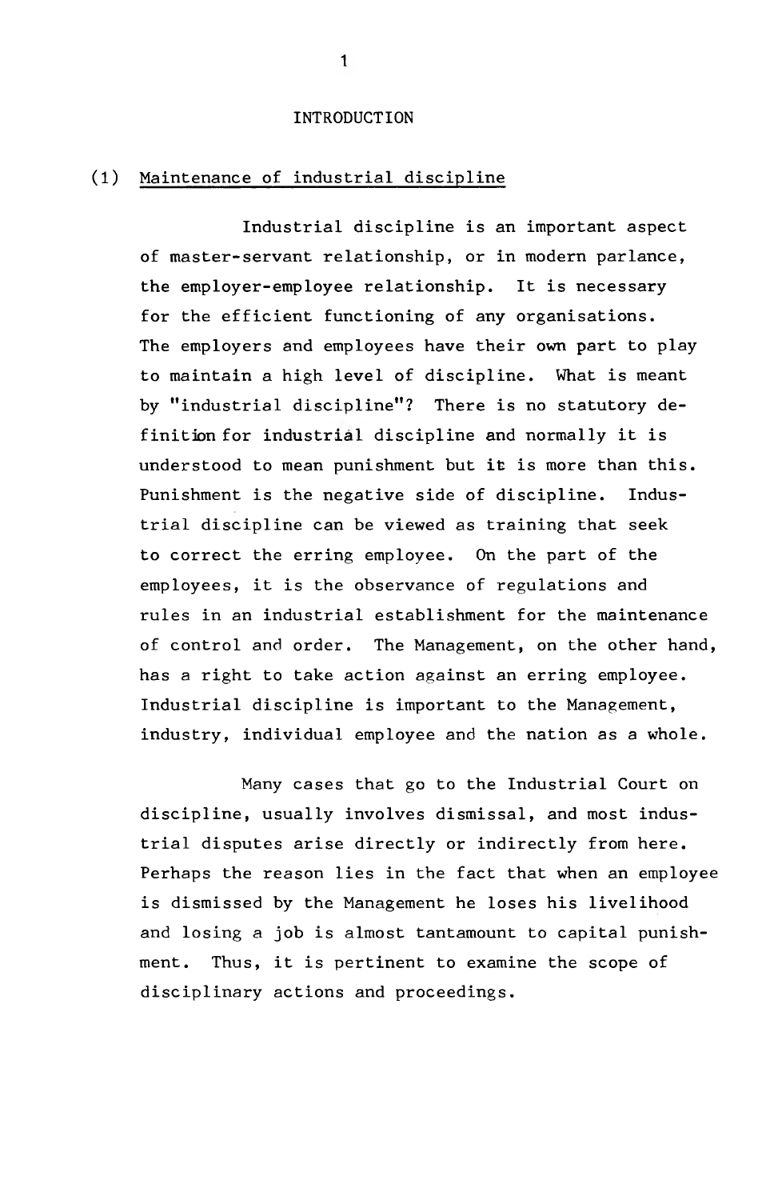# INTRODUCTION

## (1) Maintenance of industrial discipline

Industrial discipline is an important aspect of master-servant relationship, or in modern parlance, the employer-employee relationship. It is necessary for the efficient functioning of any organisations. The employers and employees have their own part to play to maintain a high level of discipline. What is meant by "industrial discipline"? There is no statutory definition for industrial discipline and normally it is understood to mean punishment but it is more than this. Punishment is the negative side of discipline. Industrial discipline can be viewed as training that seek to correct the erring employee. On the part of the employees, it is the observance of regulations and rules in an industrial establishment for the maintenance of control and order. The Management, on the other hand, has a right to take action against an erring employee. Industrial discipline is important to the Management, industry, individual employee and the nation as a whole.

Many cases that go to the Industrial Court on discipline, usually involves dismissal, and most industrial disputes arise directly or indirectly from here. Perhaps the reason lies in the fact that when an employee is dismissed by the Management he loses his livelihood and losing a job is almost tantamount to capital punishment. Thus, it is pertinent to examine the scope of disciplinary actions and proceedings.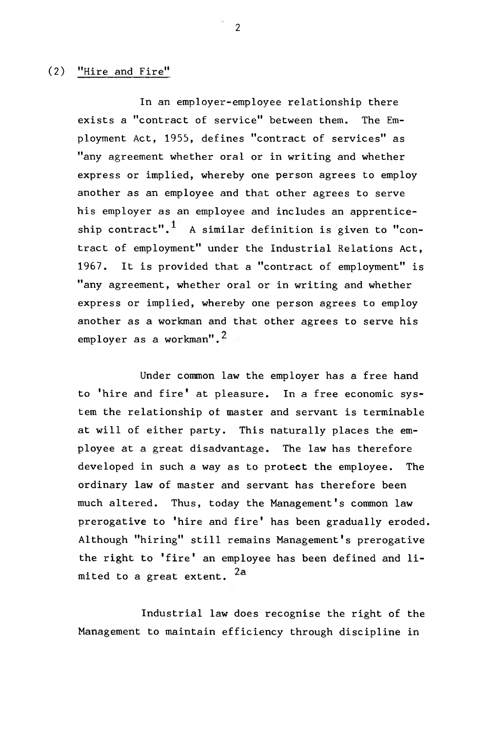## (2) "Hire and Fire"

In an employer-employee relationship there exists a "contract of service" between them. The Employment Act, 1955, defines "contract of services" as "any agreement whether oral or in writing and whether express or implied, whereby one person agrees to employ another as an employee and that other agrees to serve his employer as an employee and includes an apprenticeship contract".[1] A similar definition is given to "contract of employment" under the Industrial Relations Act, 1967. It is provided that a "contract of employment" is "any agreement, whether oral or in writing and whether express or implied, whereby one person agrees to employ another as a workman and that other agrees to serve his employer as a workman".[2]

Under common law the employer has a free hand to 'hire and fire' at pleasure. In a free economic system the relationship of master and servant is terminable at will of either party. This naturally places the employee at a great disadvantage. The law has therefore developed in such a way as to protect the employee. The ordinary law of master and servant has therefore been much altered. Thus, today the Management's common law prerogative to 'hire and fire' has been gradually eroded. Although "hiring" still remains Management's prerogative the right to 'fire' an employee has been defined and limited to a great extent. [2a]

Industrial law does recognise the right of the Management to maintain efficiency through discipline in